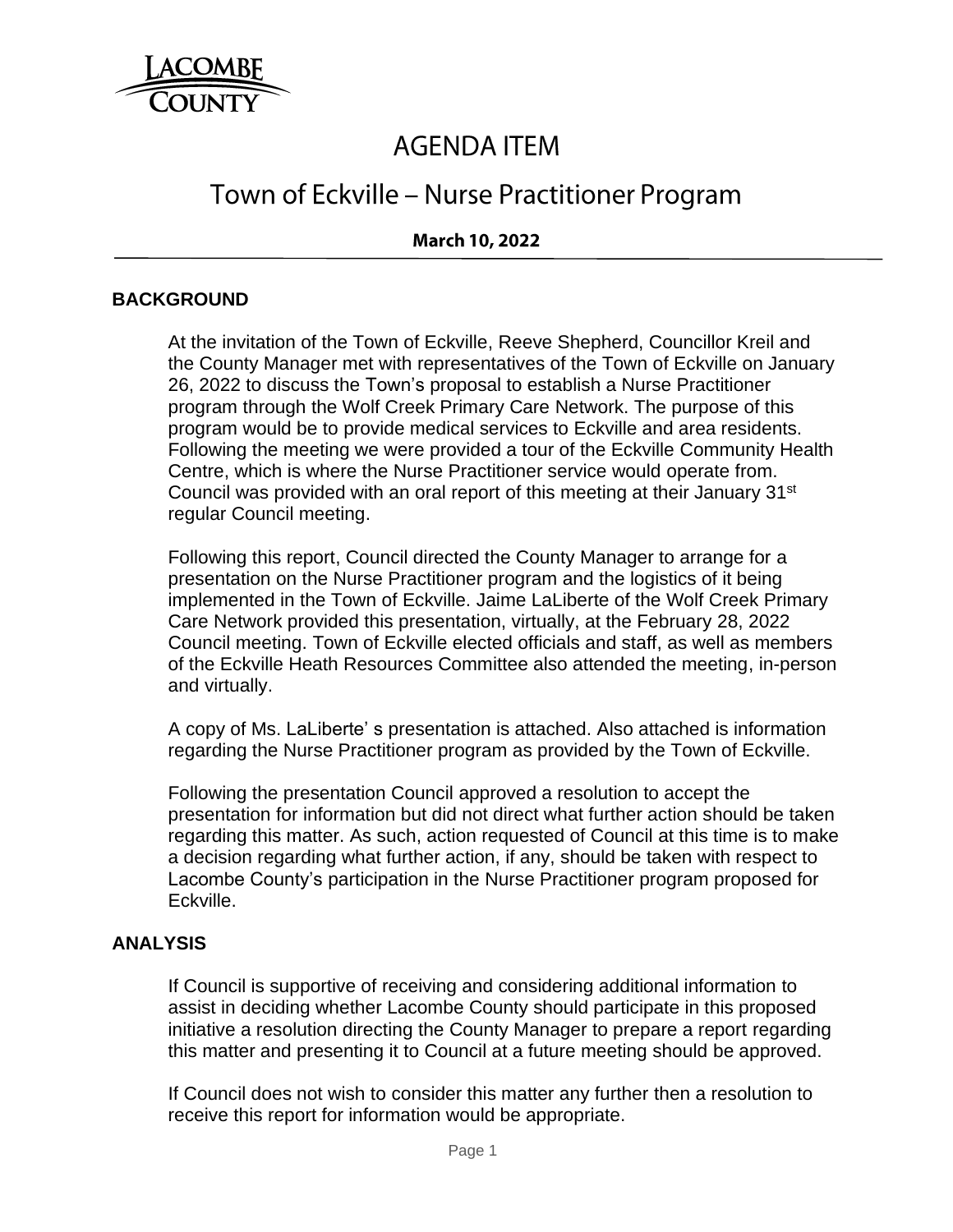LACOMBE COUNTY

# AGENDA ITEM

## Town of Eckville – Nurse Practitioner Program

**March 10, 2022**

### BACKGROUND

At the invitation of the Town of Eckville, Reeve Shepherd, Councillor Kreil and the County Manager met with representatives of the Town of Eckville on January 26, 2022 to discuss the Town's proposal to establish a Nurse Practitioner program through the Wolf Creek Primary Care Network. The purpose of this program would be to provide medical services to Eckville and area residents. Following the meeting we were provided a tour of the Eckville Community Health Centre, which is where the Nurse Practitioner service would operate from. Council was provided with an oral report of this meeting at their January 31st regular Council meeting.

Following this report, Council directed the County Manager to arrange for a presentation on the Nurse Practitioner program and the logistics of it being implemented in the Town of Eckville. Jaime LaLiberte of the Wolf Creek Primary Care Network provided this presentation, virtually, at the February 28, 2022 Council meeting. Town of Eckville elected officials and staff, as well as members of the Eckville Heath Resources Committee also attended the meeting, in-person and virtually.

A copy of Ms. LaLiberte' s presentation is attached. Also attached is information regarding the Nurse Practitioner program as provided by the Town of Eckville.

Following the presentation Council approved a resolution to accept the presentation for information but did not direct what further action should be taken regarding this matter. As such, action requested of Council at this time is to make a decision regarding what further action, if any, should be taken with respect to Lacombe County's participation in the Nurse Practitioner program proposed for Eckville.

### ANALYSIS

If Council is supportive of receiving and considering additional information to assist in deciding whether Lacombe County should participate in this proposed initiative a resolution directing the County Manager to prepare a report regarding this matter and presenting it to Council at a future meeting should be approved.

If Council does not wish to consider this matter any further then a resolution to receive this report for information would be appropriate.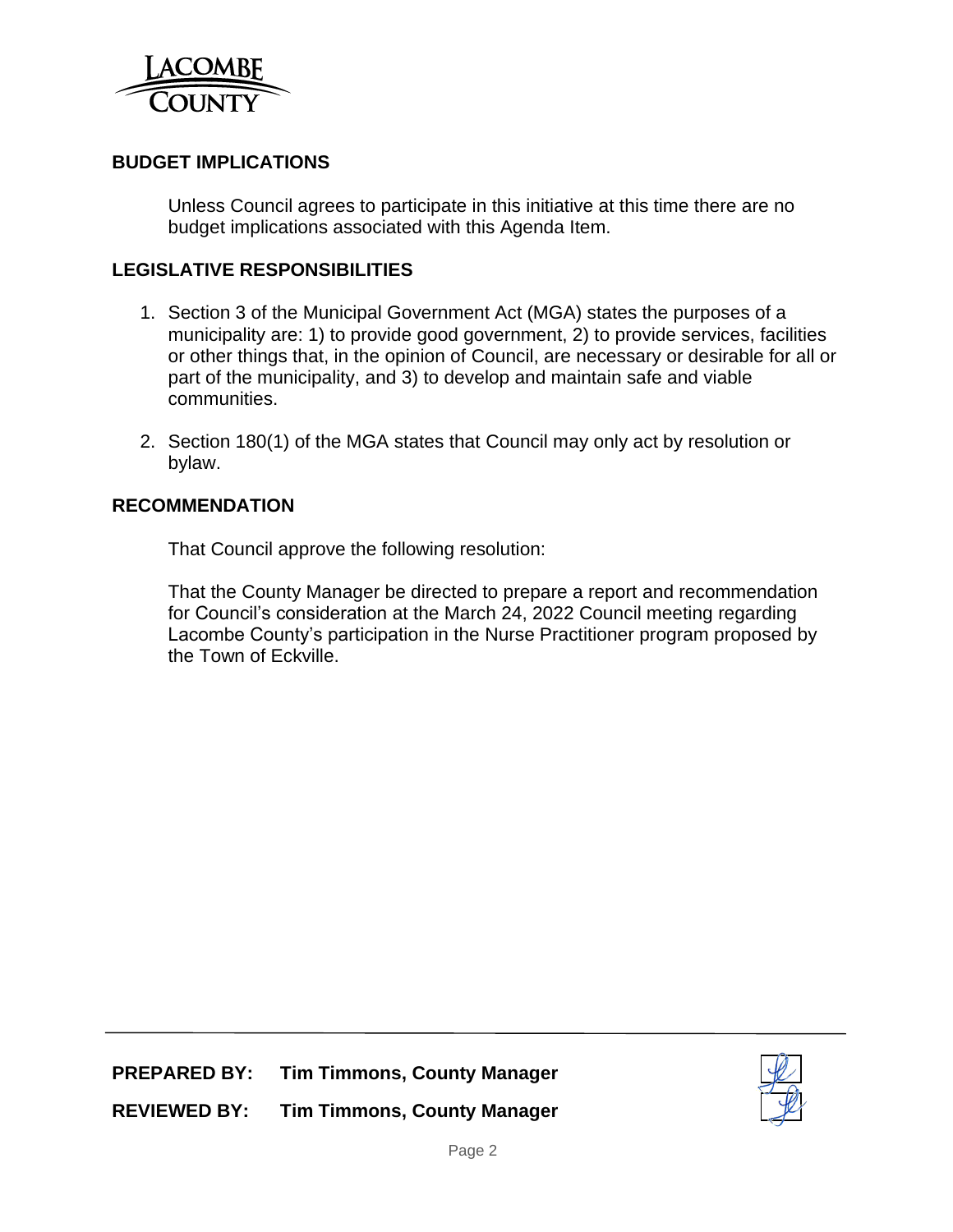## BUDGET IMPLICATIONS

Unless Council agrees to participate in this initiative at this time there are no budget implications associated with this Agenda Item.

## LEGISLATIVE RESPONSIBILITIES

1. Section 3 of the Municipal Government Act (MGA) states the purposes of a municipality are: 1) to provide good government, 2) to provide services, facilities or other things that, in the opinion of Council, are necessary or desirable for all or part of the municipality, and 3) to develop and maintain safe and viable communities.
2. Section 180(1) of the MGA states that Council may only act by resolution or bylaw.

## RECOMMENDATION

That Council approve the following resolution:

That the County Manager be directed to prepare a report and recommendation for Council's consideration at the March 24, 2022 Council meeting regarding Lacombe County's participation in the Nurse Practitioner program proposed by the Town of Eckville.

---

**PREPARED BY:** **Tim Timmons, County Manager**

**REVIEWED BY:** **Tim Timmons, County Manager**